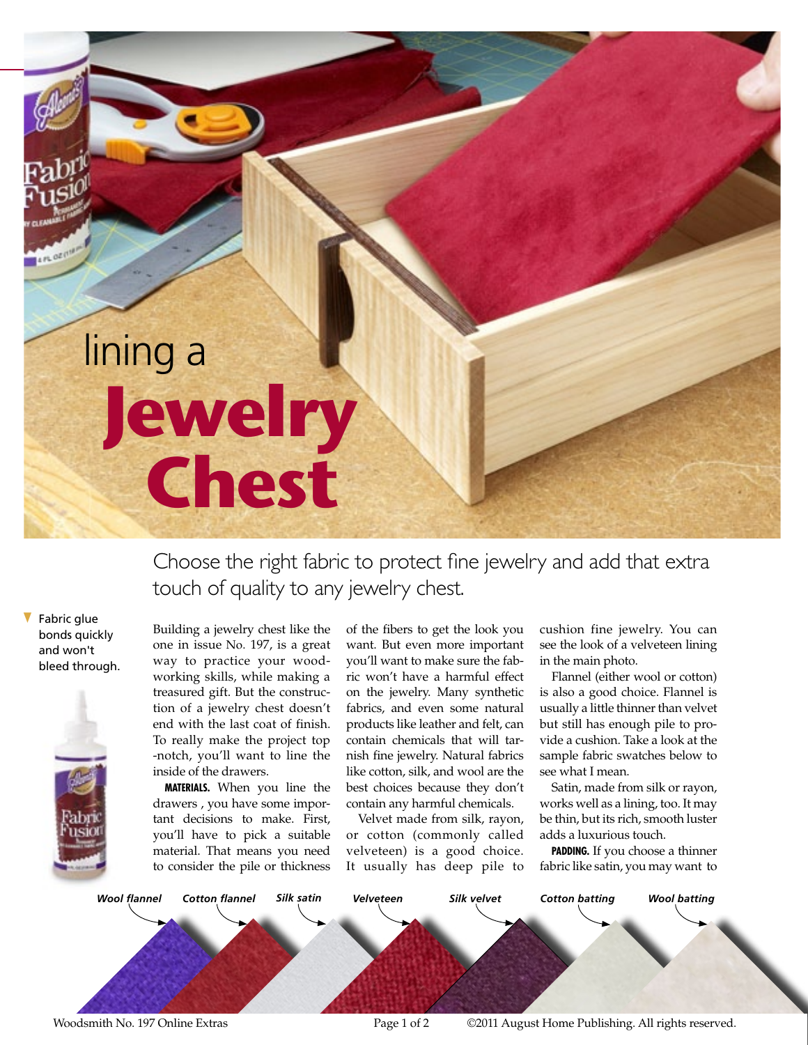# lining a Jewelry Chest

Choose the right fabric to protect fine jewelry and add that extra touch of quality to any jewelry chest.

▼ Fabric glue bonds quickly and won't bleed through.

Building a jewelry chest like the one in issue No. 197, is a great way to practice your woodworking skills, while making a treasured gift. But the construction of a jewelry chest doesn't end with the last coat of finish. To really make the project top -notch, you'll want to line the inside of the drawers.

**MATERIALS.** When you line the drawers , you have some important decisions to make. First, you'll have to pick a suitable material. That means you need to consider the pile or thickness of the fibers to get the look you want. But even more important you'll want to make sure the fabric won't have a harmful effect on the jewelry. Many synthetic fabrics, and even some natural products like leather and felt, can contain chemicals that will tarnish fine jewelry. Natural fabrics like cotton, silk, and wool are the best choices because they don't contain any harmful chemicals.

Velvet made from silk, rayon, or cotton (commonly called velveteen) is a good choice. It usually has deep pile to cushion fine jewelry. You can see the look of a velveteen lining in the main photo.

Flannel (either wool or cotton) is also a good choice. Flannel is usually a little thinner than velvet but still has enough pile to provide a cushion. Take a look at the sample fabric swatches below to see what I mean.

Satin, made from silk or rayon, works well as a lining, too. It may be thin, but its rich, smooth luster adds a luxurious touch.

**PADDING.** If you choose a thinner fabric like satin, you may want to

*Wool flannel* — *Cotton flannel* — *Silk satin* — *Velveteen* — *Silk velvet* — *Cotton batting* — *Wool batting*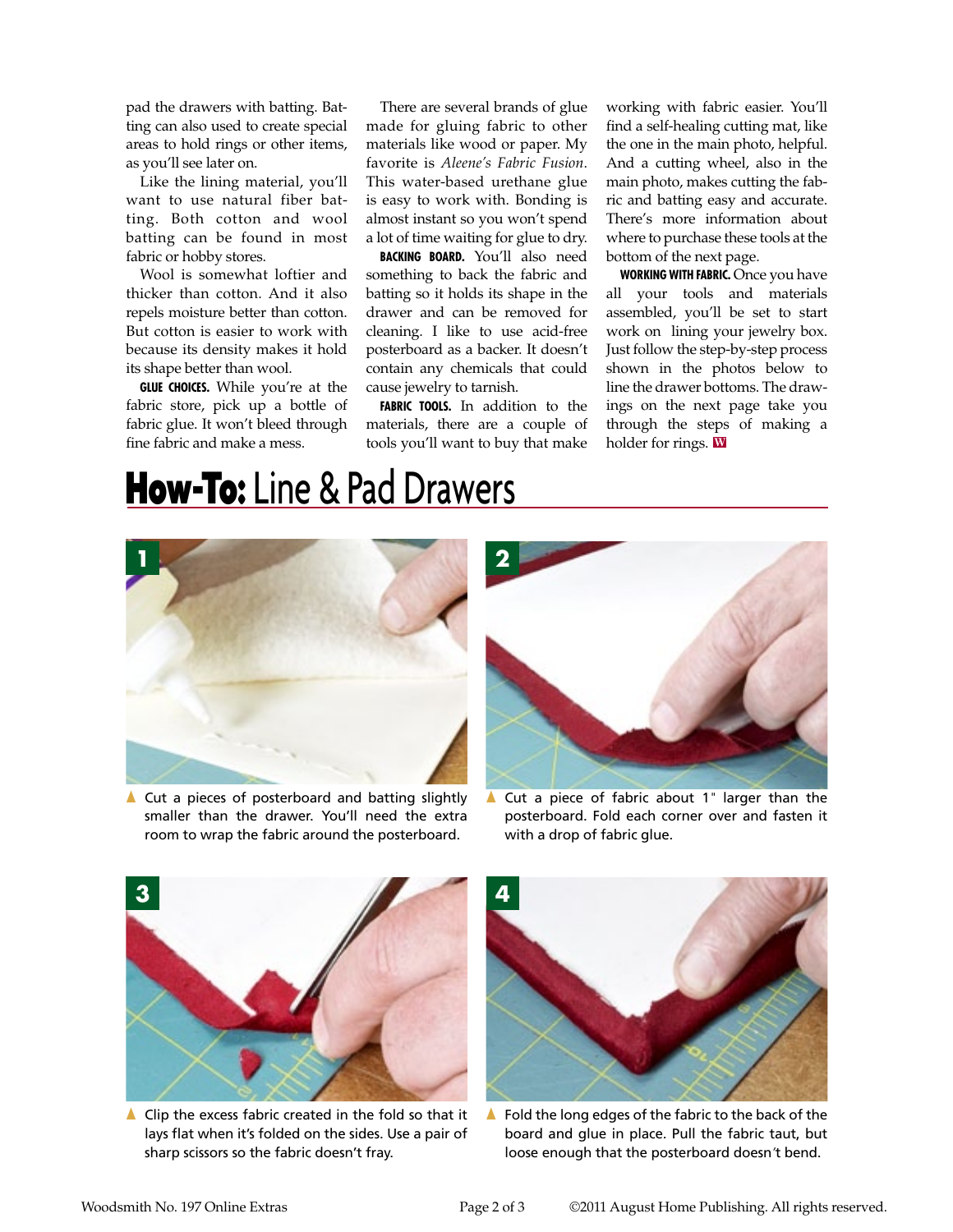pad the drawers with batting. Batting can also used to create special areas to hold rings or other items, as you'll see later on.

Like the lining material, you'll want to use natural fiber batting. Both cotton and wool batting can be found in most fabric or hobby stores.

Wool is somewhat loftier and thicker than cotton. And it also repels moisture better than cotton. But cotton is easier to work with because its density makes it hold its shape better than wool.

**GLUE CHOICES.** While you're at the fabric store, pick up a bottle of fabric glue. It won't bleed through fine fabric and make a mess.

There are several brands of glue made for gluing fabric to other materials like wood or paper. My favorite is *Aleene's Fabric Fusion*. This water-based urethane glue is easy to work with. Bonding is almost instant so you won't spend a lot of time waiting for glue to dry.

**BACKING BOARD.** You'll also need something to back the fabric and batting so it holds its shape in the drawer and can be removed for cleaning. I like to use acid-free posterboard as a backer. It doesn't contain any chemicals that could cause jewelry to tarnish.

**FABRIC TOOLS.** In addition to the materials, there are a couple of tools you'll want to buy that make working with fabric easier. You'll find a self-healing cutting mat, like the one in the main photo, helpful. And a cutting wheel, also in the main photo, makes cutting the fabric and batting easy and accurate. There's more information about where to purchase these tools at the bottom of the next page.

**WORKING WITH FABRIC.** Once you have all your tools and materials assembled, you'll be set to start work on lining your jewelry box. Just follow the step-by-step process shown in the photos below to line the drawer bottoms. The drawings on the next page take you through the steps of making a holder for rings.

## How-To: Line & Pad Drawers

1. Cut a pieces of posterboard and batting slightly smaller than the drawer. You'll need the extra room to wrap the fabric around the posterboard.

2. Cut a piece of fabric about 1" larger than the posterboard. Fold each corner over and fasten it with a drop of fabric glue.

3. Clip the excess fabric created in the fold so that it lays flat when it's folded on the sides. Use a pair of sharp scissors so the fabric doesn't fray.

4. Fold the long edges of the fabric to the back of the board and glue in place. Pull the fabric taut, but loose enough that the posterboard doesn't bend.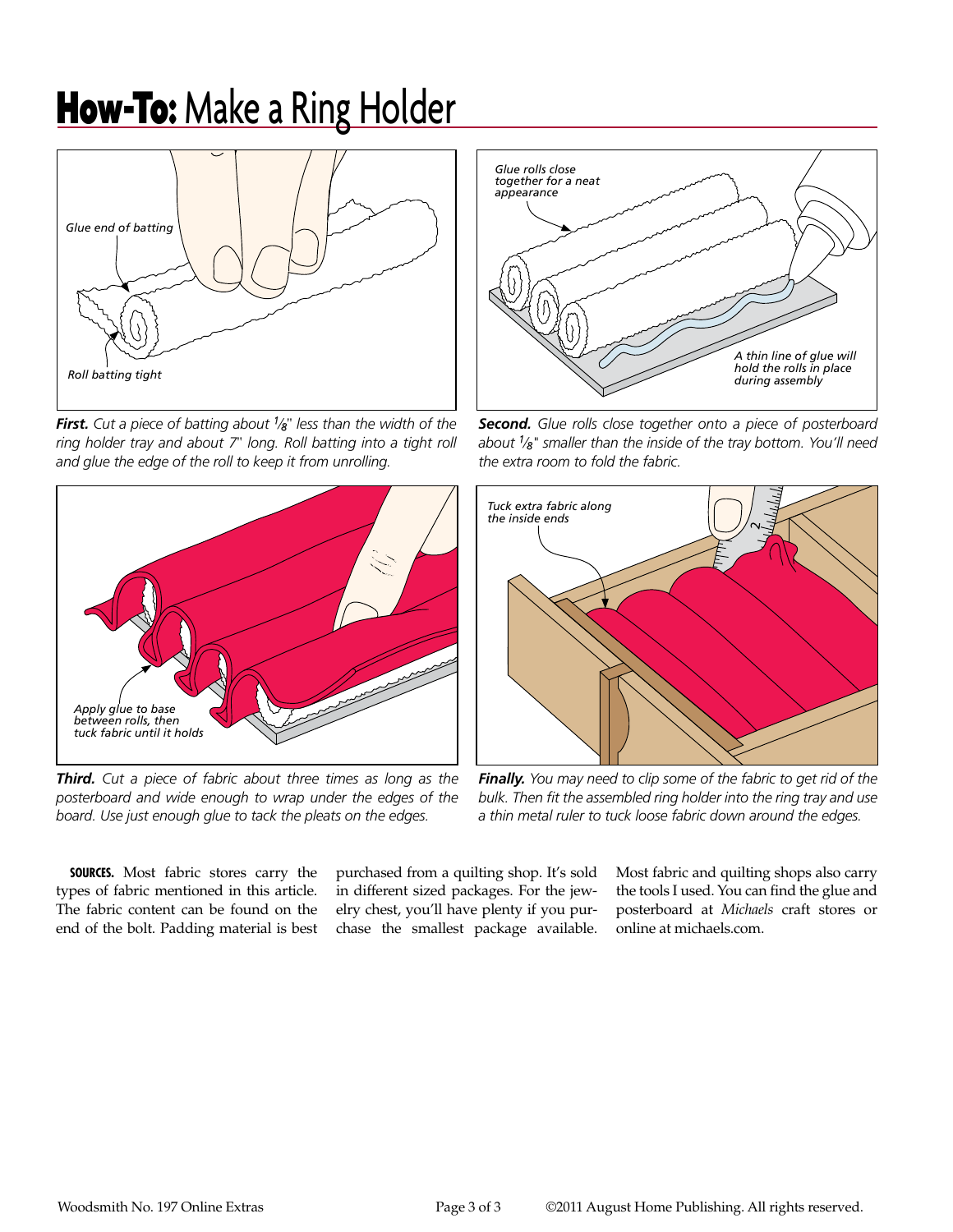# How-To: Make a Ring Holder

Glue end of batting

Roll batting tight

***First.*** *Cut a piece of batting about 1/8" less than the width of the ring holder tray and about 7" long. Roll batting into a tight roll and glue the edge of the roll to keep it from unrolling.*

Glue rolls close together for a neat appearance

A thin line of glue will hold the rolls in place during assembly

***Second.*** *Glue rolls close together onto a piece of posterboard about 1/8" smaller than the inside of the tray bottom. You'll need the extra room to fold the fabric.*

Apply glue to base between rolls, then tuck fabric until it holds

***Third.*** *Cut a piece of fabric about three times as long as the posterboard and wide enough to wrap under the edges of the board. Use just enough glue to tack the pleats on the edges.*

Tuck extra fabric along the inside ends

***Finally.*** *You may need to clip some of the fabric to get rid of the bulk. Then fit the assembled ring holder into the ring tray and use a thin metal ruler to tuck loose fabric down around the edges.*

**SOURCES.** Most fabric stores carry the types of fabric mentioned in this article. The fabric content can be found on the end of the bolt. Padding material is best purchased from a quilting shop. It's sold in different sized packages. For the jewelry chest, you'll have plenty if you purchase the smallest package available. Most fabric and quilting shops also carry the tools I used. You can find the glue and posterboard at *Michaels* craft stores or online at michaels.com.